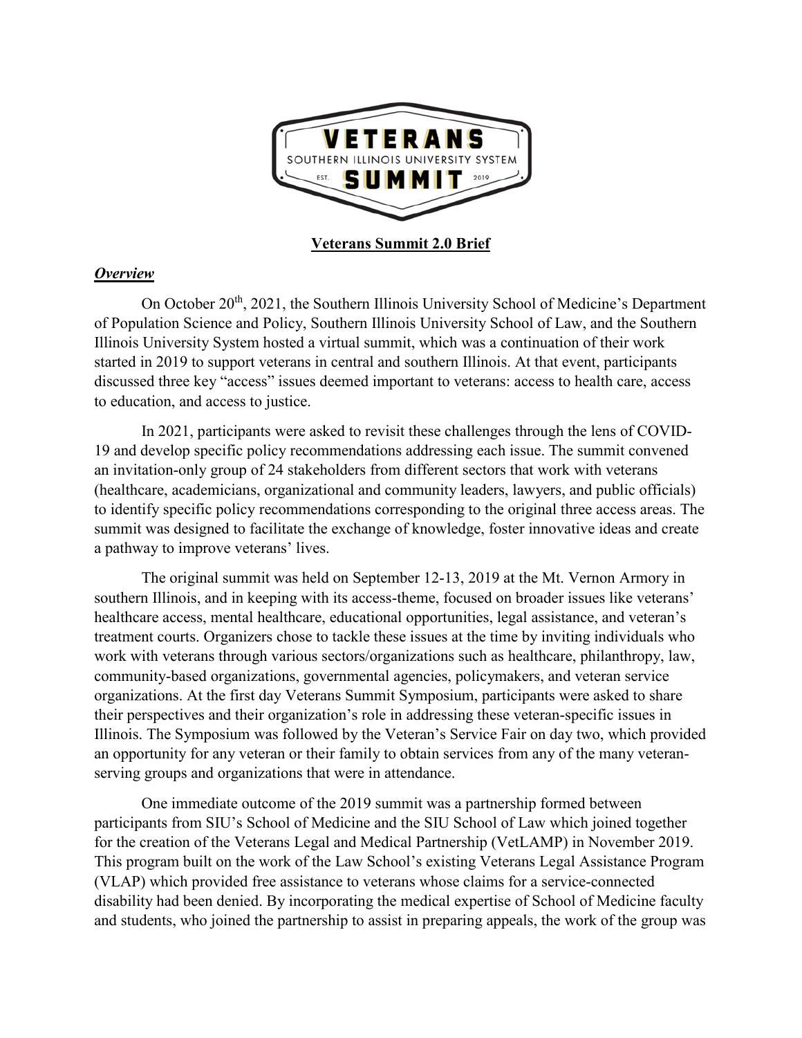# Veterans Summit 2.0 Brief

## *Overview*

On October 20th, 2021, the Southern Illinois University School of Medicine's Department of Population Science and Policy, Southern Illinois University School of Law, and the Southern Illinois University System hosted a virtual summit, which was a continuation of their work started in 2019 to support veterans in central and southern Illinois. At that event, participants discussed three key "access" issues deemed important to veterans: access to health care, access to education, and access to justice.

In 2021, participants were asked to revisit these challenges through the lens of COVID-19 and develop specific policy recommendations addressing each issue. The summit convened an invitation-only group of 24 stakeholders from different sectors that work with veterans (healthcare, academicians, organizational and community leaders, lawyers, and public officials) to identify specific policy recommendations corresponding to the original three access areas. The summit was designed to facilitate the exchange of knowledge, foster innovative ideas and create a pathway to improve veterans' lives.

The original summit was held on September 12-13, 2019 at the Mt. Vernon Armory in southern Illinois, and in keeping with its access-theme, focused on broader issues like veterans' healthcare access, mental healthcare, educational opportunities, legal assistance, and veteran's treatment courts. Organizers chose to tackle these issues at the time by inviting individuals who work with veterans through various sectors/organizations such as healthcare, philanthropy, law, community-based organizations, governmental agencies, policymakers, and veteran service organizations. At the first day Veterans Summit Symposium, participants were asked to share their perspectives and their organization's role in addressing these veteran-specific issues in Illinois. The Symposium was followed by the Veteran's Service Fair on day two, which provided an opportunity for any veteran or their family to obtain services from any of the many veteran-serving groups and organizations that were in attendance.

One immediate outcome of the 2019 summit was a partnership formed between participants from SIU's School of Medicine and the SIU School of Law which joined together for the creation of the Veterans Legal and Medical Partnership (VetLAMP) in November 2019. This program built on the work of the Law School's existing Veterans Legal Assistance Program (VLAP) which provided free assistance to veterans whose claims for a service-connected disability had been denied. By incorporating the medical expertise of School of Medicine faculty and students, who joined the partnership to assist in preparing appeals, the work of the group was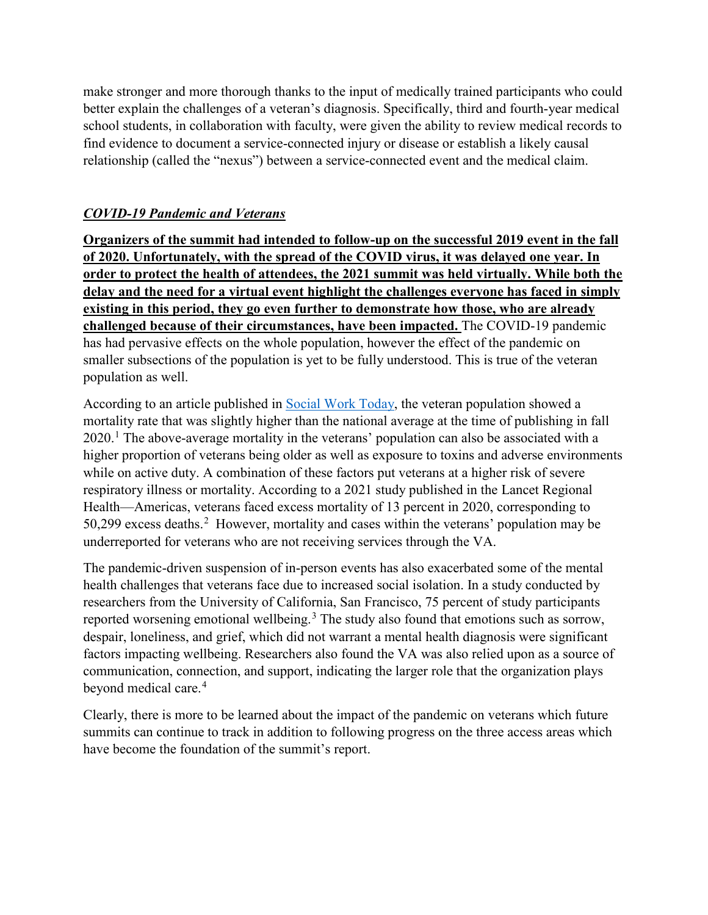make stronger and more thorough thanks to the input of medically trained participants who could better explain the challenges of a veteran's diagnosis. Specifically, third and fourth-year medical school students, in collaboration with faculty, were given the ability to review medical records to find evidence to document a service-connected injury or disease or establish a likely causal relationship (called the "nexus") between a service-connected event and the medical claim.

### ***COVID-19 Pandemic and Veterans***

**Organizers of the summit had intended to follow-up on the successful 2019 event in the fall of 2020. Unfortunately, with the spread of the COVID virus, it was delayed one year. In order to protect the health of attendees, the 2021 summit was held virtually. While both the delay and the need for a virtual event highlight the challenges everyone has faced in simply existing in this period, they go even further to demonstrate how those, who are already challenged because of their circumstances, have been impacted.** The COVID-19 pandemic has had pervasive effects on the whole population, however the effect of the pandemic on smaller subsections of the population is yet to be fully understood. This is true of the veteran population as well.

According to an article published in Social Work Today, the veteran population showed a mortality rate that was slightly higher than the national average at the time of publishing in fall 2020.[1] The above-average mortality in the veterans' population can also be associated with a higher proportion of veterans being older as well as exposure to toxins and adverse environments while on active duty. A combination of these factors put veterans at a higher risk of severe respiratory illness or mortality. According to a 2021 study published in the Lancet Regional Health—Americas, veterans faced excess mortality of 13 percent in 2020, corresponding to 50,299 excess deaths.[2] However, mortality and cases within the veterans' population may be underreported for veterans who are not receiving services through the VA.

The pandemic-driven suspension of in-person events has also exacerbated some of the mental health challenges that veterans face due to increased social isolation. In a study conducted by researchers from the University of California, San Francisco, 75 percent of study participants reported worsening emotional wellbeing.[3] The study also found that emotions such as sorrow, despair, loneliness, and grief, which did not warrant a mental health diagnosis were significant factors impacting wellbeing. Researchers also found the VA was also relied upon as a source of communication, connection, and support, indicating the larger role that the organization plays beyond medical care.[4]

Clearly, there is more to be learned about the impact of the pandemic on veterans which future summits can continue to track in addition to following progress on the three access areas which have become the foundation of the summit's report.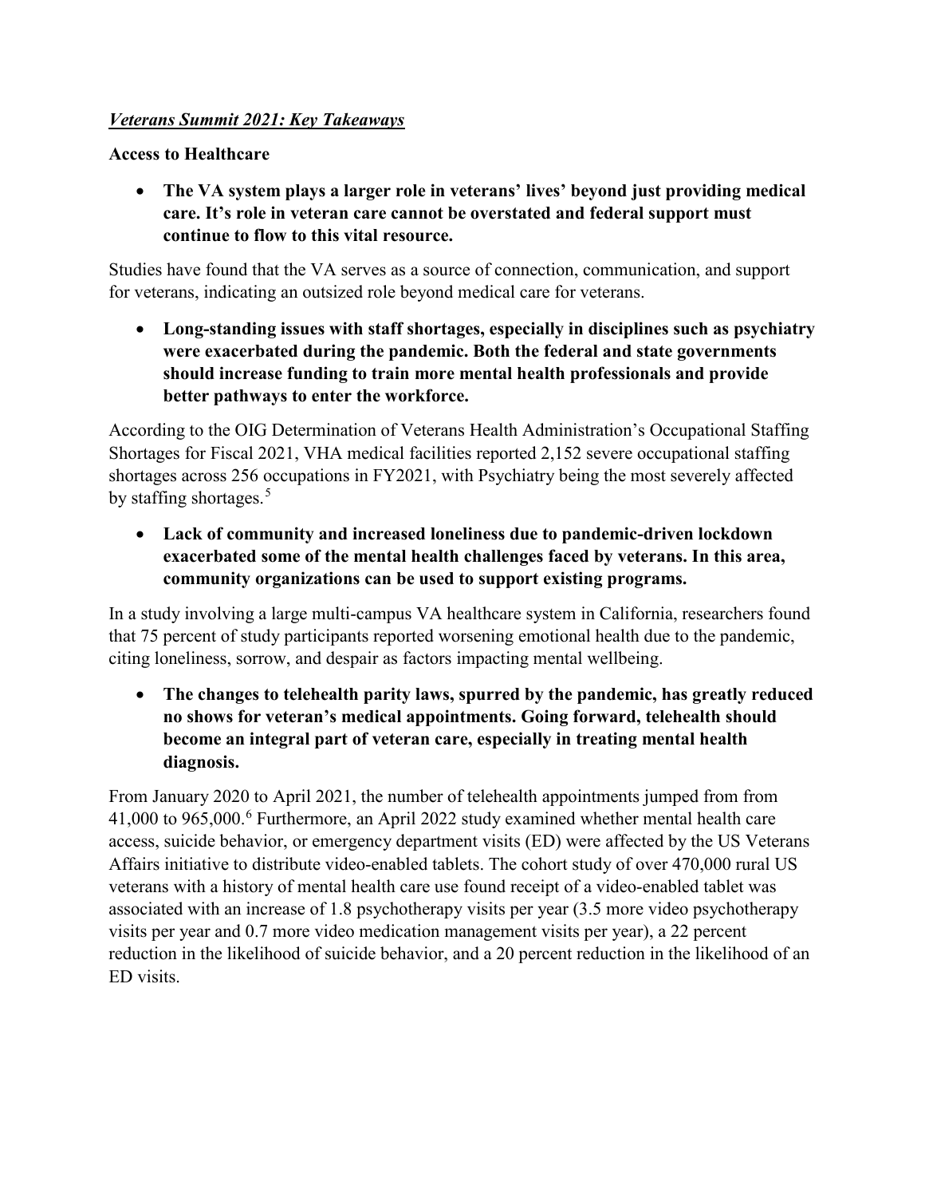***Veterans Summit 2021: Key Takeaways***

**Access to Healthcare**

- **The VA system plays a larger role in veterans' lives' beyond just providing medical care. It's role in veteran care cannot be overstated and federal support must continue to flow to this vital resource.**

Studies have found that the VA serves as a source of connection, communication, and support for veterans, indicating an outsized role beyond medical care for veterans.

- **Long-standing issues with staff shortages, especially in disciplines such as psychiatry were exacerbated during the pandemic. Both the federal and state governments should increase funding to train more mental health professionals and provide better pathways to enter the workforce.**

According to the OIG Determination of Veterans Health Administration's Occupational Staffing Shortages for Fiscal 2021, VHA medical facilities reported 2,152 severe occupational staffing shortages across 256 occupations in FY2021, with Psychiatry being the most severely affected by staffing shortages.[5]

- **Lack of community and increased loneliness due to pandemic-driven lockdown exacerbated some of the mental health challenges faced by veterans. In this area, community organizations can be used to support existing programs.**

In a study involving a large multi-campus VA healthcare system in California, researchers found that 75 percent of study participants reported worsening emotional health due to the pandemic, citing loneliness, sorrow, and despair as factors impacting mental wellbeing.

- **The changes to telehealth parity laws, spurred by the pandemic, has greatly reduced no shows for veteran's medical appointments. Going forward, telehealth should become an integral part of veteran care, especially in treating mental health diagnosis.**

From January 2020 to April 2021, the number of telehealth appointments jumped from from 41,000 to 965,000.[6] Furthermore, an April 2022 study examined whether mental health care access, suicide behavior, or emergency department visits (ED) were affected by the US Veterans Affairs initiative to distribute video-enabled tablets. The cohort study of over 470,000 rural US veterans with a history of mental health care use found receipt of a video-enabled tablet was associated with an increase of 1.8 psychotherapy visits per year (3.5 more video psychotherapy visits per year and 0.7 more video medication management visits per year), a 22 percent reduction in the likelihood of suicide behavior, and a 20 percent reduction in the likelihood of an ED visits.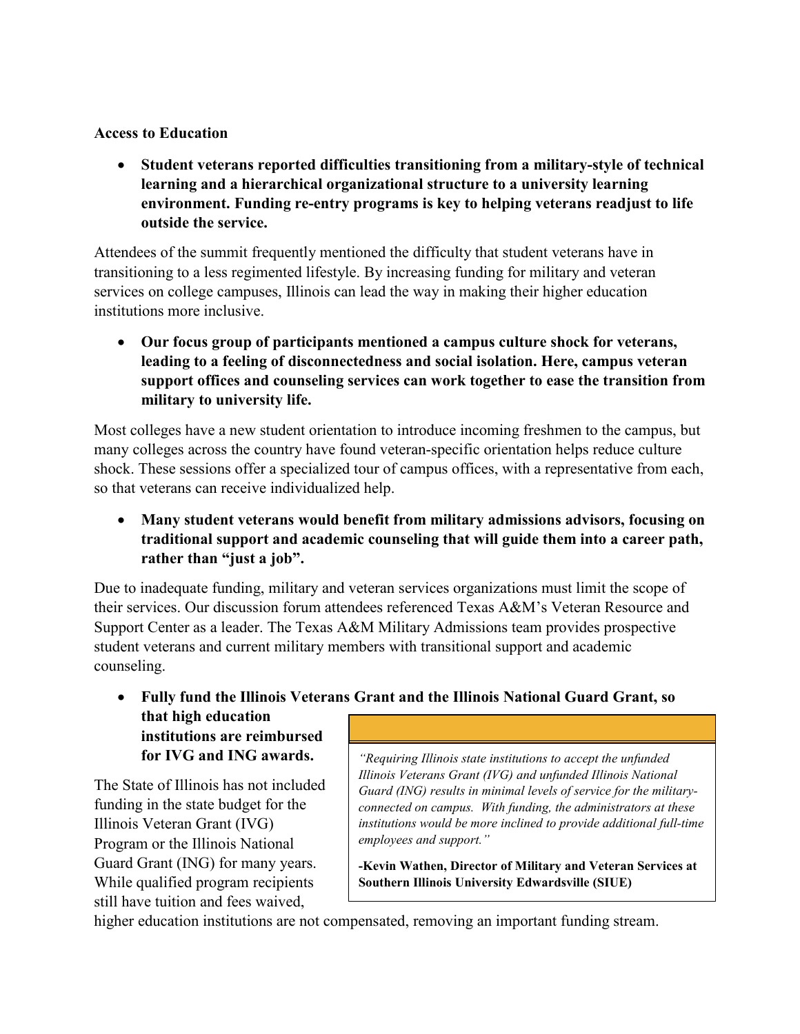**Access to Education**

- **Student veterans reported difficulties transitioning from a military-style of technical learning and a hierarchical organizational structure to a university learning environment. Funding re-entry programs is key to helping veterans readjust to life outside the service.**

Attendees of the summit frequently mentioned the difficulty that student veterans have in transitioning to a less regimented lifestyle. By increasing funding for military and veteran services on college campuses, Illinois can lead the way in making their higher education institutions more inclusive.

- **Our focus group of participants mentioned a campus culture shock for veterans, leading to a feeling of disconnectedness and social isolation. Here, campus veteran support offices and counseling services can work together to ease the transition from military to university life.**

Most colleges have a new student orientation to introduce incoming freshmen to the campus, but many colleges across the country have found veteran-specific orientation helps reduce culture shock. These sessions offer a specialized tour of campus offices, with a representative from each, so that veterans can receive individualized help.

- **Many student veterans would benefit from military admissions advisors, focusing on traditional support and academic counseling that will guide them into a career path, rather than "just a job".**

Due to inadequate funding, military and veteran services organizations must limit the scope of their services. Our discussion forum attendees referenced Texas A&M's Veteran Resource and Support Center as a leader. The Texas A&M Military Admissions team provides prospective student veterans and current military members with transitional support and academic counseling.

- **Fully fund the Illinois Veterans Grant and the Illinois National Guard Grant, so that high education institutions are reimbursed for IVG and ING awards.**

The State of Illinois has not included funding in the state budget for the Illinois Veteran Grant (IVG) Program or the Illinois National Guard Grant (ING) for many years. While qualified program recipients still have tuition and fees waived, higher education institutions are not compensated, removing an important funding stream.

> *"Requiring Illinois state institutions to accept the unfunded Illinois Veterans Grant (IVG) and unfunded Illinois National Guard (ING) results in minimal levels of service for the military-connected on campus. With funding, the administrators at these institutions would be more inclined to provide additional full-time employees and support."*
>
> **-Kevin Wathen, Director of Military and Veteran Services at Southern Illinois University Edwardsville (SIUE)**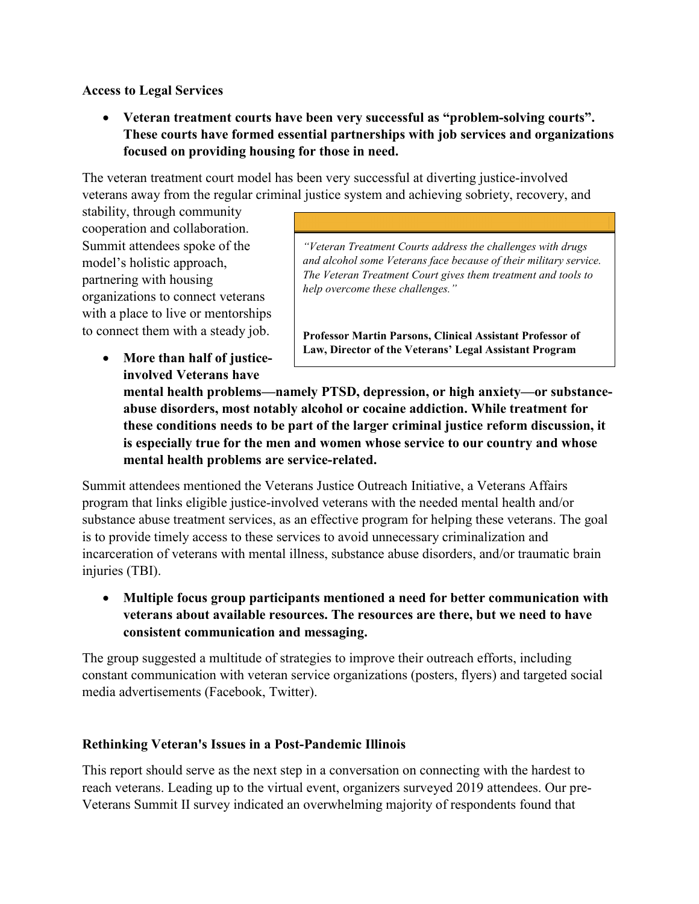**Access to Legal Services**

- **Veteran treatment courts have been very successful as "problem-solving courts". These courts have formed essential partnerships with job services and organizations focused on providing housing for those in need.**

The veteran treatment court model has been very successful at diverting justice-involved veterans away from the regular criminal justice system and achieving sobriety, recovery, and stability, through community cooperation and collaboration. Summit attendees spoke of the model's holistic approach, partnering with housing organizations to connect veterans with a place to live or mentorships to connect them with a steady job.

> *"Veteran Treatment Courts address the challenges with drugs and alcohol some Veterans face because of their military service. The Veteran Treatment Court gives them treatment and tools to help overcome these challenges."*
>
> **Professor Martin Parsons, Clinical Assistant Professor of Law, Director of the Veterans' Legal Assistant Program**

- **More than half of justice-involved Veterans have mental health problems—namely PTSD, depression, or high anxiety—or substance-abuse disorders, most notably alcohol or cocaine addiction. While treatment for these conditions needs to be part of the larger criminal justice reform discussion, it is especially true for the men and women whose service to our country and whose mental health problems are service-related.**

Summit attendees mentioned the Veterans Justice Outreach Initiative, a Veterans Affairs program that links eligible justice-involved veterans with the needed mental health and/or substance abuse treatment services, as an effective program for helping these veterans. The goal is to provide timely access to these services to avoid unnecessary criminalization and incarceration of veterans with mental illness, substance abuse disorders, and/or traumatic brain injuries (TBI).

- **Multiple focus group participants mentioned a need for better communication with veterans about available resources. The resources are there, but we need to have consistent communication and messaging.**

The group suggested a multitude of strategies to improve their outreach efforts, including constant communication with veteran service organizations (posters, flyers) and targeted social media advertisements (Facebook, Twitter).

**Rethinking Veteran's Issues in a Post-Pandemic Illinois**

This report should serve as the next step in a conversation on connecting with the hardest to reach veterans. Leading up to the virtual event, organizers surveyed 2019 attendees. Our pre-Veterans Summit II survey indicated an overwhelming majority of respondents found that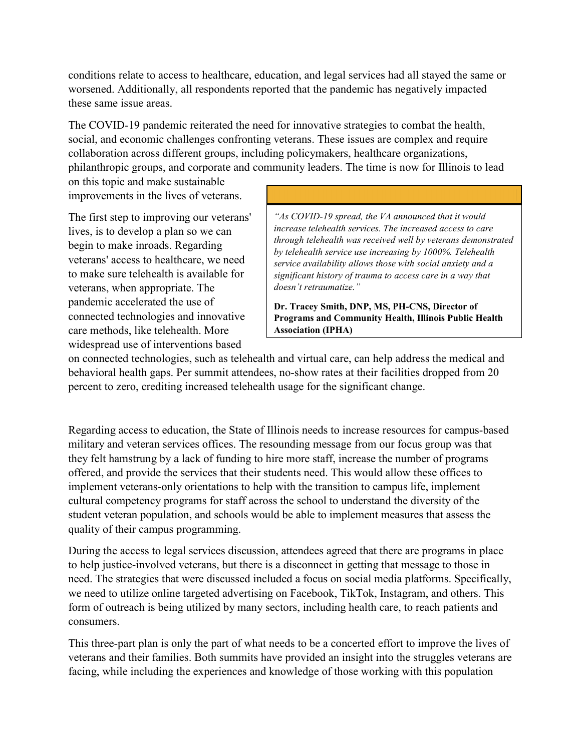conditions relate to access to healthcare, education, and legal services had all stayed the same or worsened. Additionally, all respondents reported that the pandemic has negatively impacted these same issue areas.

The COVID-19 pandemic reiterated the need for innovative strategies to combat the health, social, and economic challenges confronting veterans. These issues are complex and require collaboration across different groups, including policymakers, healthcare organizations, philanthropic groups, and corporate and community leaders. The time is now for Illinois to lead on this topic and make sustainable improvements in the lives of veterans.

The first step to improving our veterans' lives, is to develop a plan so we can begin to make inroads. Regarding veterans' access to healthcare, we need to make sure telehealth is available for veterans, when appropriate. The pandemic accelerated the use of connected technologies and innovative care methods, like telehealth. More widespread use of interventions based on connected technologies, such as telehealth and virtual care, can help address the medical and behavioral health gaps. Per summit attendees, no-show rates at their facilities dropped from 20 percent to zero, crediting increased telehealth usage for the significant change.

> *"As COVID-19 spread, the VA announced that it would increase telehealth services. The increased access to care through telehealth was received well by veterans demonstrated by telehealth service use increasing by 1000%. Telehealth service availability allows those with social anxiety and a significant history of trauma to access care in a way that doesn't retraumatize."*
>
> **Dr. Tracey Smith, DNP, MS, PH-CNS, Director of Programs and Community Health, Illinois Public Health Association (IPHA)**

Regarding access to education, the State of Illinois needs to increase resources for campus-based military and veteran services offices. The resounding message from our focus group was that they felt hamstrung by a lack of funding to hire more staff, increase the number of programs offered, and provide the services that their students need. This would allow these offices to implement veterans-only orientations to help with the transition to campus life, implement cultural competency programs for staff across the school to understand the diversity of the student veteran population, and schools would be able to implement measures that assess the quality of their campus programming.

During the access to legal services discussion, attendees agreed that there are programs in place to help justice-involved veterans, but there is a disconnect in getting that message to those in need. The strategies that were discussed included a focus on social media platforms. Specifically, we need to utilize online targeted advertising on Facebook, TikTok, Instagram, and others. This form of outreach is being utilized by many sectors, including health care, to reach patients and consumers.

This three-part plan is only the part of what needs to be a concerted effort to improve the lives of veterans and their families. Both summits have provided an insight into the struggles veterans are facing, while including the experiences and knowledge of those working with this population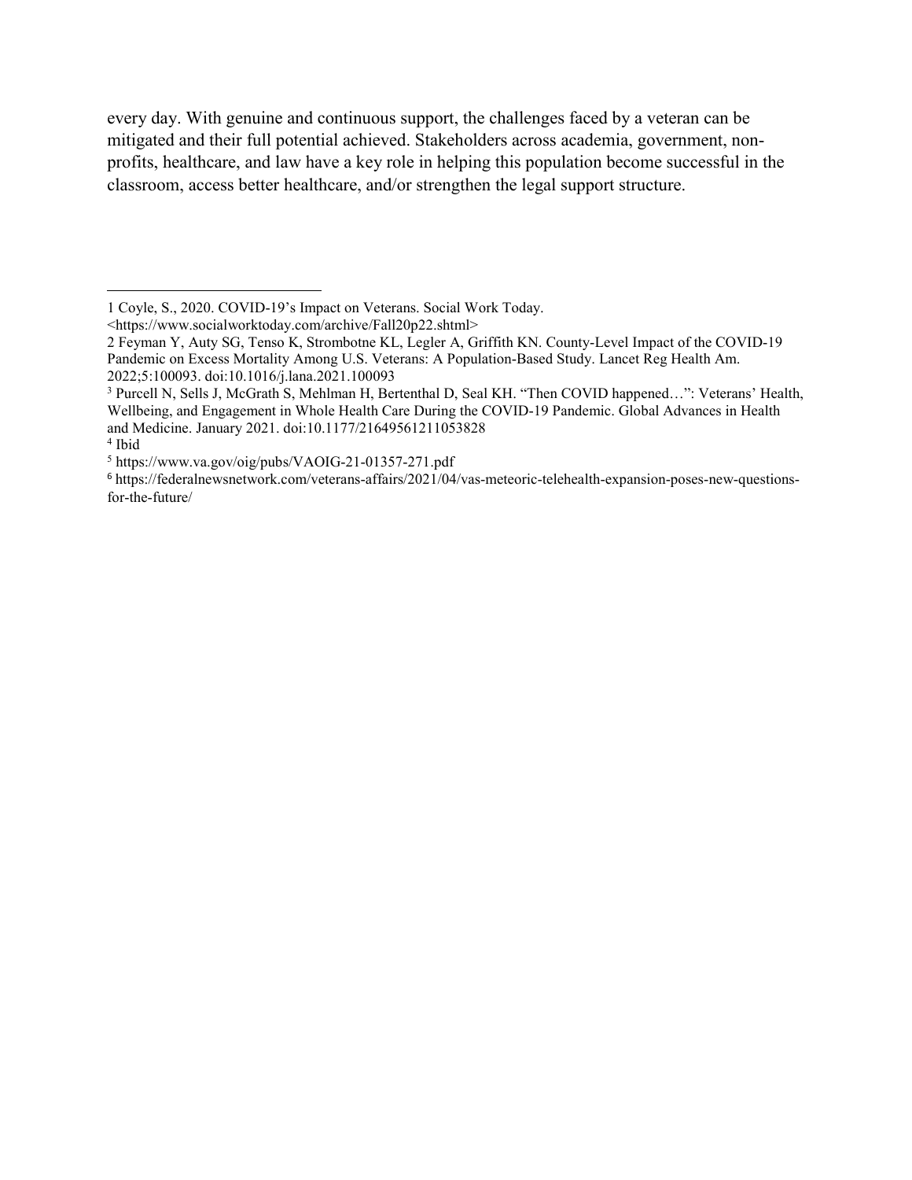every day. With genuine and continuous support, the challenges faced by a veteran can be mitigated and their full potential achieved. Stakeholders across academia, government, non-profits, healthcare, and law have a key role in helping this population become successful in the classroom, access better healthcare, and/or strengthen the legal support structure.

---

1 Coyle, S., 2020. COVID-19's Impact on Veterans. Social Work Today. <https://www.socialworktoday.com/archive/Fall20p22.shtml>

2 Feyman Y, Auty SG, Tenso K, Strombotne KL, Legler A, Griffith KN. County-Level Impact of the COVID-19 Pandemic on Excess Mortality Among U.S. Veterans: A Population-Based Study. Lancet Reg Health Am. 2022;5:100093. doi:10.1016/j.lana.2021.100093

3 Purcell N, Sells J, McGrath S, Mehlman H, Bertenthal D, Seal KH. "Then COVID happened…": Veterans' Health, Wellbeing, and Engagement in Whole Health Care During the COVID-19 Pandemic. Global Advances in Health and Medicine. January 2021. doi:10.1177/21649561211053828

4 Ibid

5 https://www.va.gov/oig/pubs/VAOIG-21-01357-271.pdf

6 https://federalnewsnetwork.com/veterans-affairs/2021/04/vas-meteoric-telehealth-expansion-poses-new-questions-for-the-future/